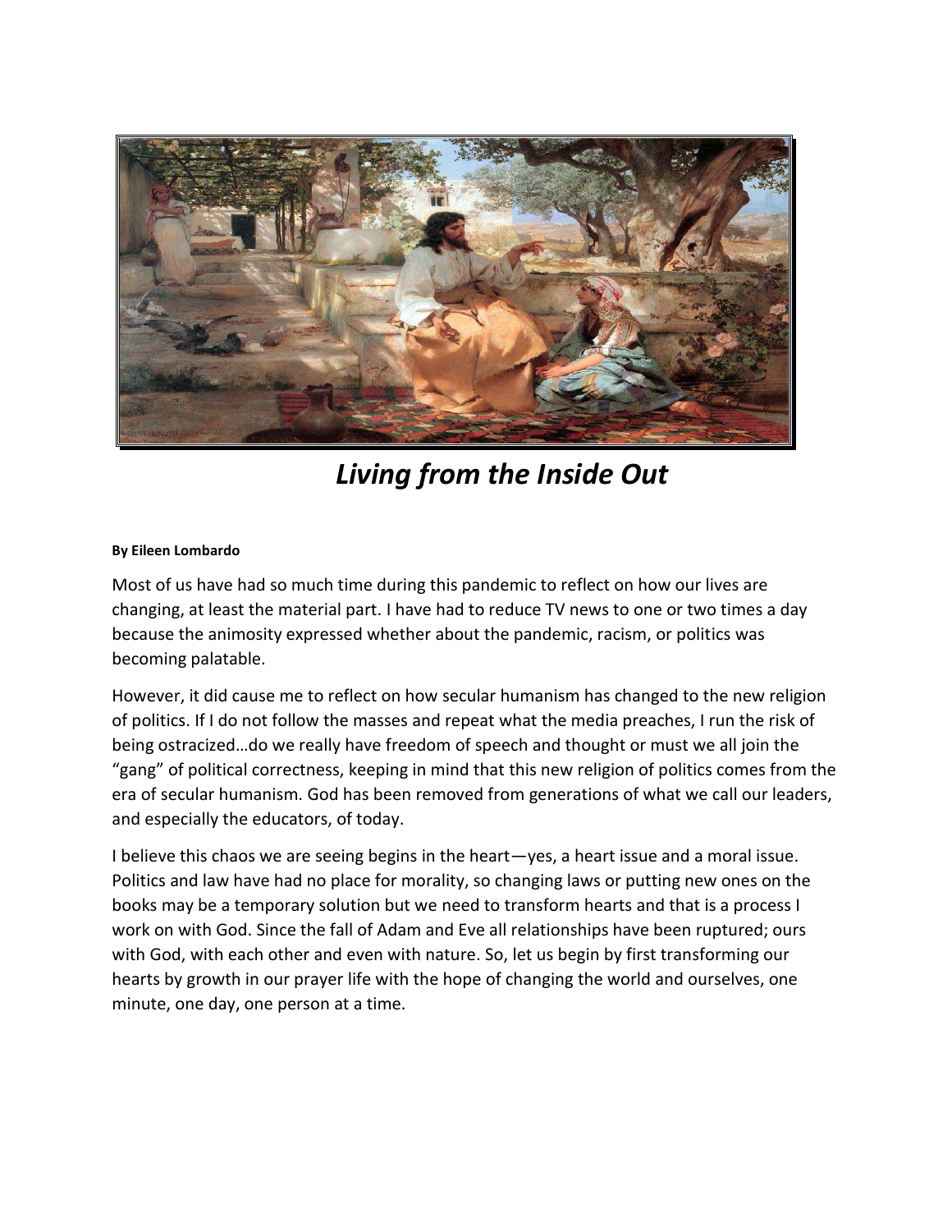# *Living from the Inside Out*

**By Eileen Lombardo**

Most of us have had so much time during this pandemic to reflect on how our lives are changing, at least the material part. I have had to reduce TV news to one or two times a day because the animosity expressed whether about the pandemic, racism, or politics was becoming palatable.

However, it did cause me to reflect on how secular humanism has changed to the new religion of politics. If I do not follow the masses and repeat what the media preaches, I run the risk of being ostracized…do we really have freedom of speech and thought or must we all join the "gang" of political correctness, keeping in mind that this new religion of politics comes from the era of secular humanism. God has been removed from generations of what we call our leaders, and especially the educators, of today.

I believe this chaos we are seeing begins in the heart—yes, a heart issue and a moral issue. Politics and law have had no place for morality, so changing laws or putting new ones on the books may be a temporary solution but we need to transform hearts and that is a process I work on with God. Since the fall of Adam and Eve all relationships have been ruptured; ours with God, with each other and even with nature. So, let us begin by first transforming our hearts by growth in our prayer life with the hope of changing the world and ourselves, one minute, one day, one person at a time.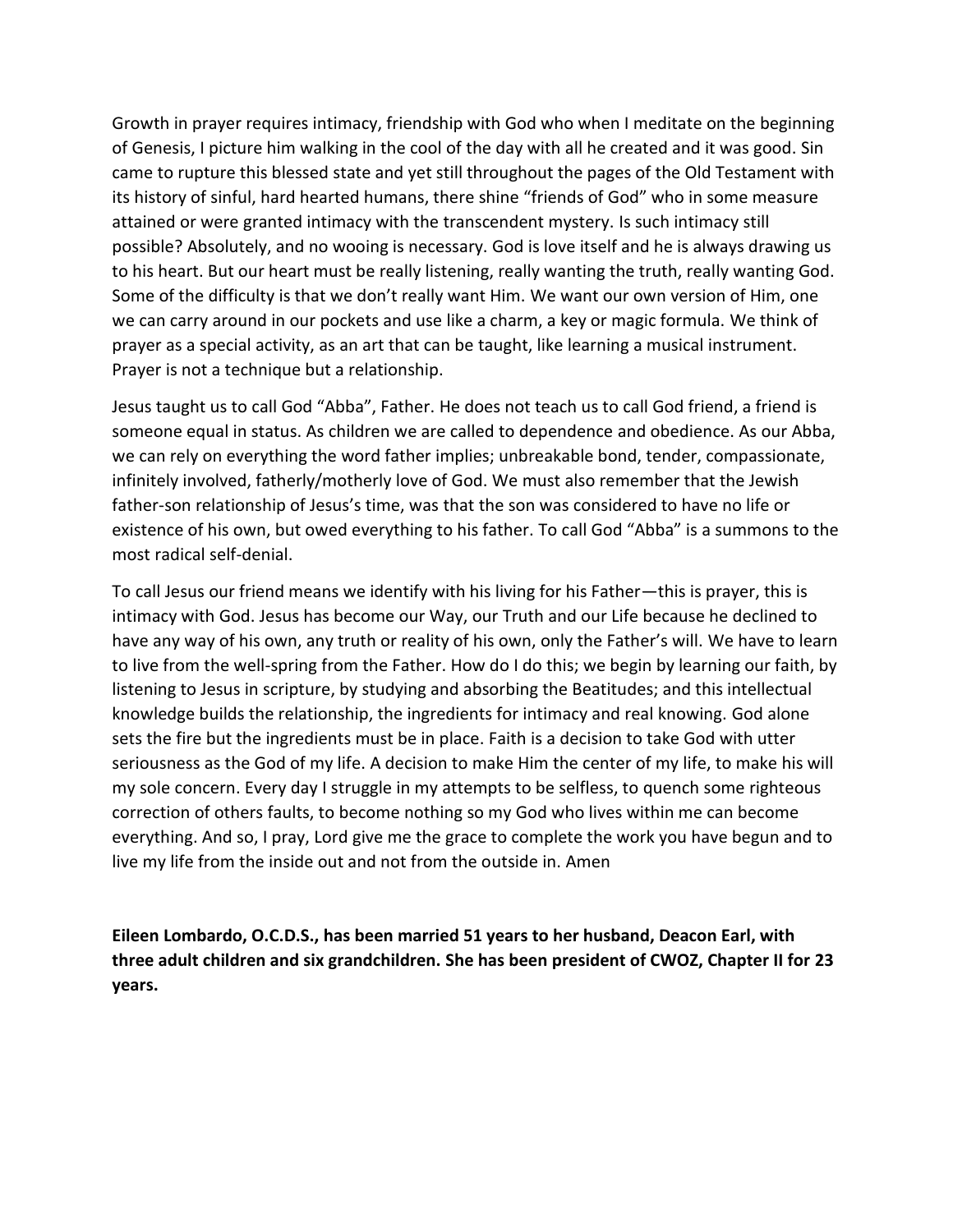Growth in prayer requires intimacy, friendship with God who when I meditate on the beginning of Genesis, I picture him walking in the cool of the day with all he created and it was good. Sin came to rupture this blessed state and yet still throughout the pages of the Old Testament with its history of sinful, hard hearted humans, there shine "friends of God" who in some measure attained or were granted intimacy with the transcendent mystery. Is such intimacy still possible? Absolutely, and no wooing is necessary. God is love itself and he is always drawing us to his heart. But our heart must be really listening, really wanting the truth, really wanting God. Some of the difficulty is that we don't really want Him. We want our own version of Him, one we can carry around in our pockets and use like a charm, a key or magic formula. We think of prayer as a special activity, as an art that can be taught, like learning a musical instrument. Prayer is not a technique but a relationship.

Jesus taught us to call God "Abba", Father. He does not teach us to call God friend, a friend is someone equal in status. As children we are called to dependence and obedience. As our Abba, we can rely on everything the word father implies; unbreakable bond, tender, compassionate, infinitely involved, fatherly/motherly love of God. We must also remember that the Jewish father-son relationship of Jesus's time, was that the son was considered to have no life or existence of his own, but owed everything to his father. To call God "Abba" is a summons to the most radical self-denial.

To call Jesus our friend means we identify with his living for his Father—this is prayer, this is intimacy with God. Jesus has become our Way, our Truth and our Life because he declined to have any way of his own, any truth or reality of his own, only the Father's will. We have to learn to live from the well-spring from the Father. How do I do this; we begin by learning our faith, by listening to Jesus in scripture, by studying and absorbing the Beatitudes; and this intellectual knowledge builds the relationship, the ingredients for intimacy and real knowing. God alone sets the fire but the ingredients must be in place. Faith is a decision to take God with utter seriousness as the God of my life. A decision to make Him the center of my life, to make his will my sole concern. Every day I struggle in my attempts to be selfless, to quench some righteous correction of others faults, to become nothing so my God who lives within me can become everything. And so, I pray, Lord give me the grace to complete the work you have begun and to live my life from the inside out and not from the outside in. Amen

**Eileen Lombardo, O.C.D.S., has been married 51 years to her husband, Deacon Earl, with three adult children and six grandchildren. She has been president of CWOZ, Chapter II for 23 years.**